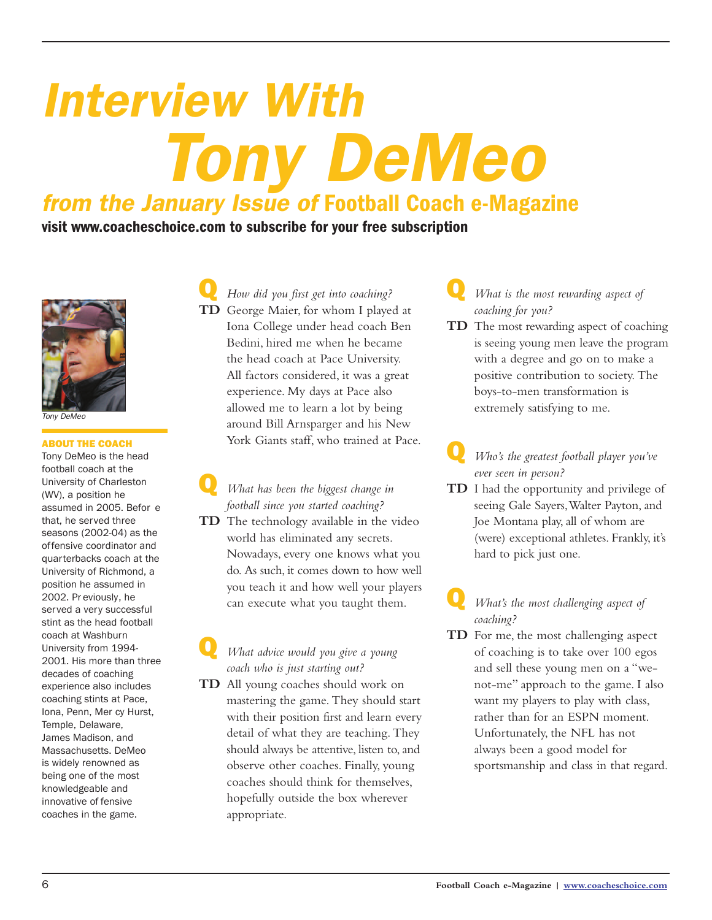# Interview With Tony DeMeo

### *from the January Issue of* Football Coach e-Magazine

**visit www.coacheschoice.com to subscribe for your free subscription**

*Tony DeMeo*

**ABOUT THE COACH**

Tony DeMeo is the head football coach at the University of Charleston (WV), a position he assumed in 2005. Before that, he served three seasons (2002-04) as the offensive coordinator and quarterbacks coach at the University of Richmond, a position he assumed in 2002. Previously, he served a very successful stint as the head football coach at Washburn University from 1994-2001. His more than three decades of coaching experience also includes coaching stints at Pace, Iona, Penn, Mercy Hurst, Temple, Delaware, James Madison, and Massachusetts. DeMeo is widely renowned as being one of the most knowledgeable and innovative offensive coaches in the game.

**Q** *How did you first get into coaching?*

**TD** George Maier, for whom I played at Iona College under head coach Ben Bedini, hired me when he became the head coach at Pace University. All factors considered, it was a great experience. My days at Pace also allowed me to learn a lot by being around Bill Arnsparger and his New York Giants staff, who trained at Pace.

**Q** *What has been the biggest change in football since you started coaching?*

**TD** The technology available in the video world has eliminated any secrets. Nowadays, every one knows what you do. As such, it comes down to how well you teach it and how well your players can execute what you taught them.

**Q** *What advice would you give a young coach who is just starting out?*

**TD** All young coaches should work on mastering the game. They should start with their position first and learn every detail of what they are teaching. They should always be attentive, listen to, and observe other coaches. Finally, young coaches should think for themselves, hopefully outside the box wherever appropriate.

**Q** *What is the most rewarding aspect of coaching for you?*

**TD** The most rewarding aspect of coaching is seeing young men leave the program with a degree and go on to make a positive contribution to society. The boys-to-men transformation is extremely satisfying to me.

**Q** *Who's the greatest football player you've ever seen in person?*

**TD** I had the opportunity and privilege of seeing Gale Sayers, Walter Payton, and Joe Montana play, all of whom are (were) exceptional athletes. Frankly, it's hard to pick just one.

**Q** *What's the most challenging aspect of coaching?*

**TD** For me, the most challenging aspect of coaching is to take over 100 egos and sell these young men on a "we-not-me" approach to the game. I also want my players to play with class, rather than for an ESPN moment. Unfortunately, the NFL has not always been a good model for sportsmanship and class in that regard.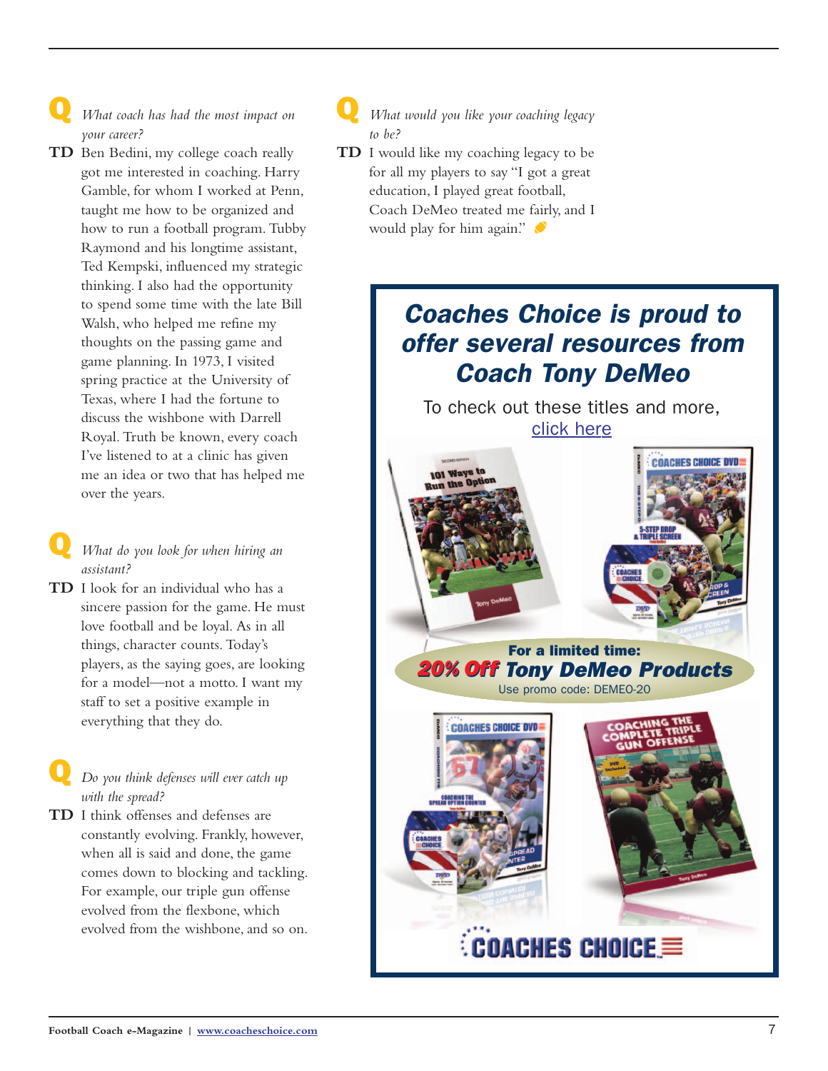**Q** *What coach has had the most impact on your career?*

**TD** Ben Bedini, my college coach really got me interested in coaching. Harry Gamble, for whom I worked at Penn, taught me how to be organized and how to run a football program. Tubby Raymond and his longtime assistant, Ted Kempski, influenced my strategic thinking. I also had the opportunity to spend some time with the late Bill Walsh, who helped me refine my thoughts on the passing game and game planning. In 1973, I visited spring practice at the University of Texas, where I had the fortune to discuss the wishbone with Darrell Royal. Truth be known, every coach I've listened to at a clinic has given me an idea or two that has helped me over the years.

**Q** *What do you look for when hiring an assistant?*

**TD** I look for an individual who has a sincere passion for the game. He must love football and be loyal. As in all things, character counts. Today's players, as the saying goes, are looking for a model—not a motto. I want my staff to set a positive example in everything that they do.

**Q** *Do you think defenses will ever catch up with the spread?*

**TD** I think offenses and defenses are constantly evolving. Frankly, however, when all is said and done, the game comes down to blocking and tackling. For example, our triple gun offense evolved from the flexbone, which evolved from the wishbone, and so on.

**Q** *What would you like your coaching legacy to be?*

**TD** I would like my coaching legacy to be for all my players to say "I got a great education, I played great football, Coach DeMeo treated me fairly, and I would play for him again."

## Coaches Choice is proud to offer several resources from Coach Tony DeMeo

To check out these titles and more, click here

**For a limited time:**
**20% Off Tony DeMeo Products**
Use promo code: DEMEO-20

COACHES CHOICE